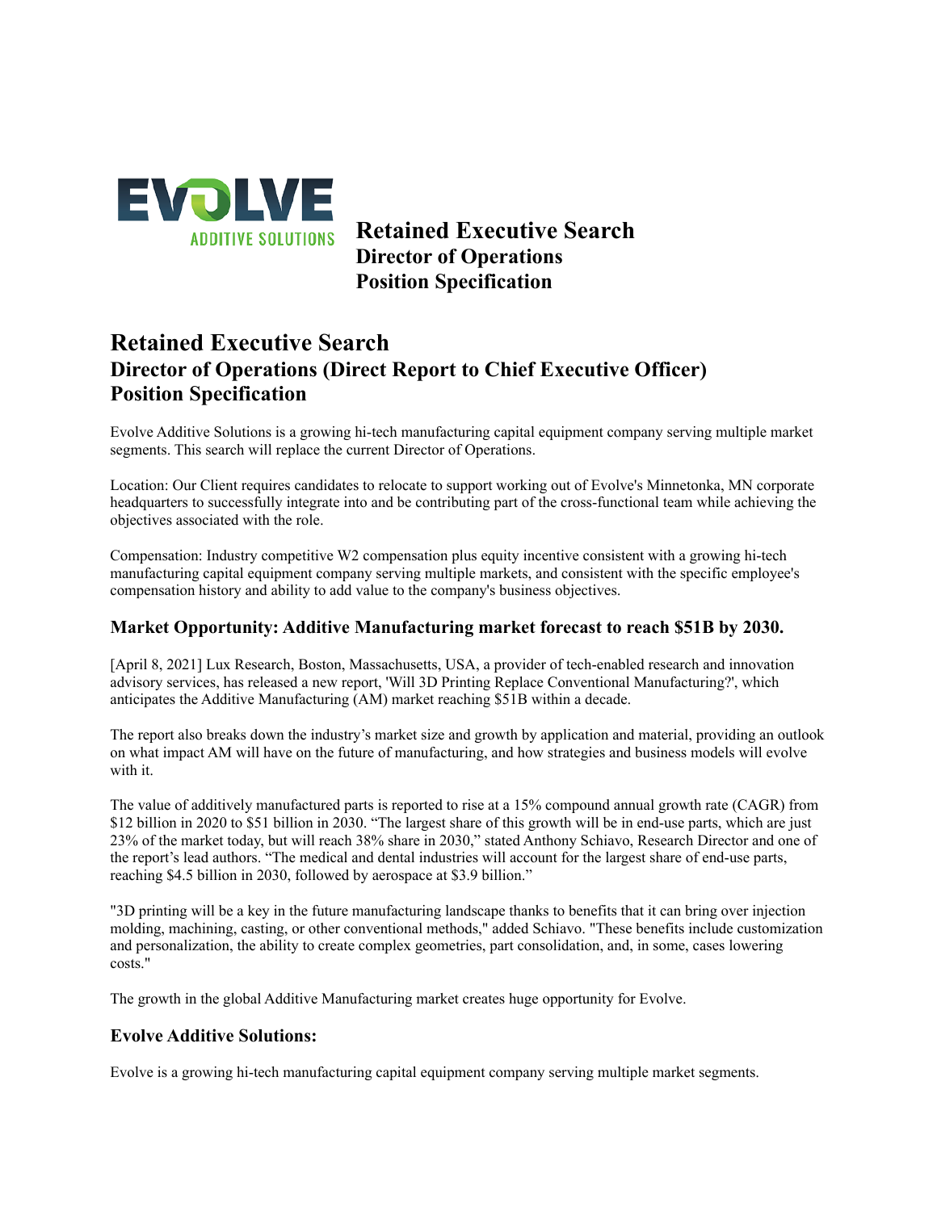EVOLVE
ADDITIVE SOLUTIONS

**Retained Executive Search**
**Director of Operations**
**Position Specification**

# Retained Executive Search
## Director of Operations (Direct Report to Chief Executive Officer)
## Position Specification

Evolve Additive Solutions is a growing hi-tech manufacturing capital equipment company serving multiple market segments. This search will replace the current Director of Operations.

Location: Our Client requires candidates to relocate to support working out of Evolve's Minnetonka, MN corporate headquarters to successfully integrate into and be contributing part of the cross-functional team while achieving the objectives associated with the role.

Compensation: Industry competitive W2 compensation plus equity incentive consistent with a growing hi-tech manufacturing capital equipment company serving multiple markets, and consistent with the specific employee's compensation history and ability to add value to the company's business objectives.

### Market Opportunity: Additive Manufacturing market forecast to reach $51B by 2030.

[April 8, 2021] Lux Research, Boston, Massachusetts, USA, a provider of tech-enabled research and innovation advisory services, has released a new report, 'Will 3D Printing Replace Conventional Manufacturing?', which anticipates the Additive Manufacturing (AM) market reaching $51B within a decade.

The report also breaks down the industry's market size and growth by application and material, providing an outlook on what impact AM will have on the future of manufacturing, and how strategies and business models will evolve with it.

The value of additively manufactured parts is reported to rise at a 15% compound annual growth rate (CAGR) from $12 billion in 2020 to $51 billion in 2030. "The largest share of this growth will be in end-use parts, which are just 23% of the market today, but will reach 38% share in 2030," stated Anthony Schiavo, Research Director and one of the report's lead authors. "The medical and dental industries will account for the largest share of end-use parts, reaching $4.5 billion in 2030, followed by aerospace at $3.9 billion."

"3D printing will be a key in the future manufacturing landscape thanks to benefits that it can bring over injection molding, machining, casting, or other conventional methods," added Schiavo. "These benefits include customization and personalization, the ability to create complex geometries, part consolidation, and, in some, cases lowering costs."

The growth in the global Additive Manufacturing market creates huge opportunity for Evolve.

### Evolve Additive Solutions:

Evolve is a growing hi-tech manufacturing capital equipment company serving multiple market segments.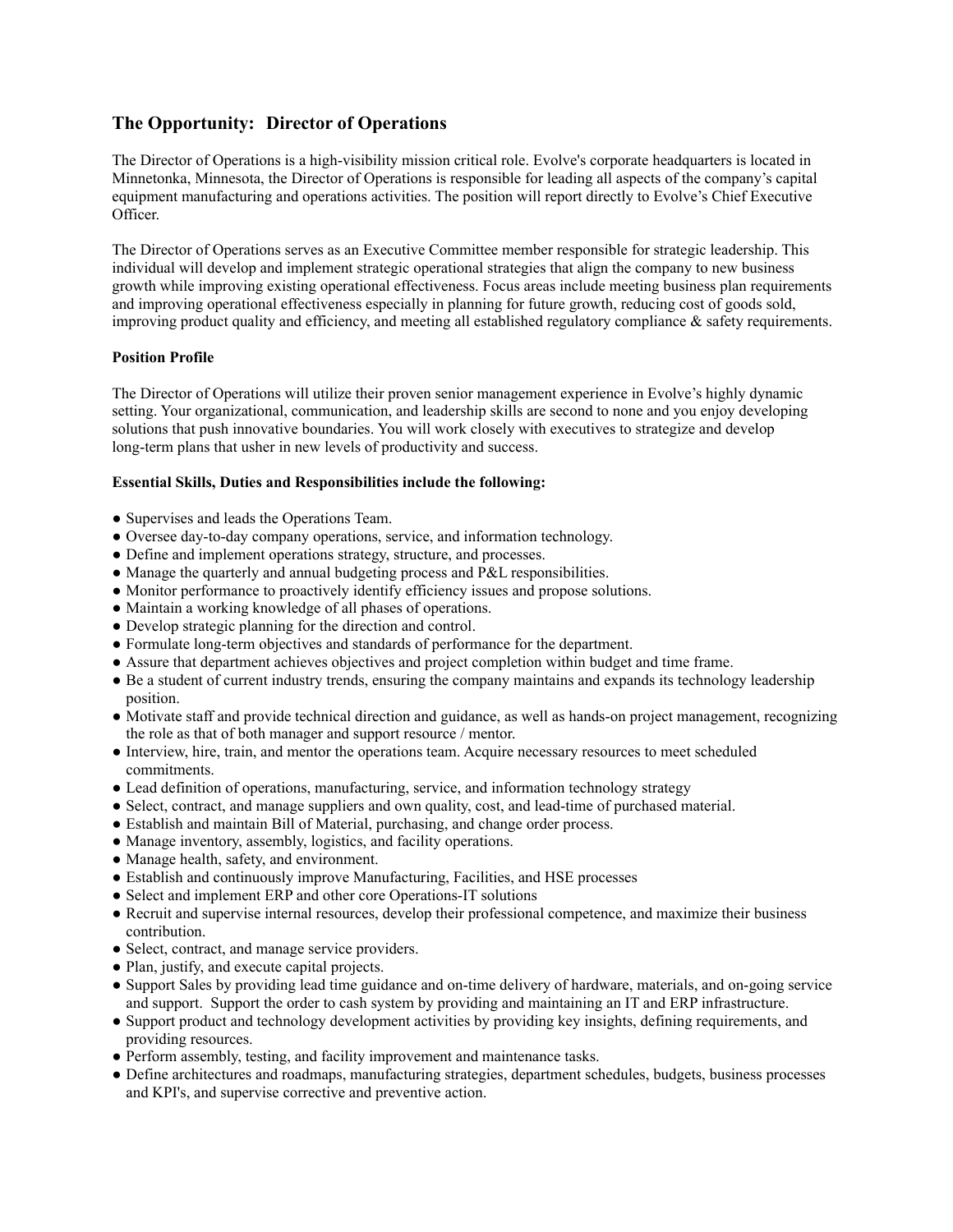## The Opportunity: Director of Operations

The Director of Operations is a high-visibility mission critical role. Evolve's corporate headquarters is located in Minnetonka, Minnesota, the Director of Operations is responsible for leading all aspects of the company's capital equipment manufacturing and operations activities. The position will report directly to Evolve's Chief Executive Officer.

The Director of Operations serves as an Executive Committee member responsible for strategic leadership. This individual will develop and implement strategic operational strategies that align the company to new business growth while improving existing operational effectiveness. Focus areas include meeting business plan requirements and improving operational effectiveness especially in planning for future growth, reducing cost of goods sold, improving product quality and efficiency, and meeting all established regulatory compliance & safety requirements.

**Position Profile**

The Director of Operations will utilize their proven senior management experience in Evolve's highly dynamic setting. Your organizational, communication, and leadership skills are second to none and you enjoy developing solutions that push innovative boundaries. You will work closely with executives to strategize and develop long-term plans that usher in new levels of productivity and success.

**Essential Skills, Duties and Responsibilities include the following:**

- Supervises and leads the Operations Team.
- Oversee day-to-day company operations, service, and information technology.
- Define and implement operations strategy, structure, and processes.
- Manage the quarterly and annual budgeting process and P&L responsibilities.
- Monitor performance to proactively identify efficiency issues and propose solutions.
- Maintain a working knowledge of all phases of operations.
- Develop strategic planning for the direction and control.
- Formulate long-term objectives and standards of performance for the department.
- Assure that department achieves objectives and project completion within budget and time frame.
- Be a student of current industry trends, ensuring the company maintains and expands its technology leadership position.
- Motivate staff and provide technical direction and guidance, as well as hands-on project management, recognizing the role as that of both manager and support resource / mentor.
- Interview, hire, train, and mentor the operations team. Acquire necessary resources to meet scheduled commitments.
- Lead definition of operations, manufacturing, service, and information technology strategy
- Select, contract, and manage suppliers and own quality, cost, and lead-time of purchased material.
- Establish and maintain Bill of Material, purchasing, and change order process.
- Manage inventory, assembly, logistics, and facility operations.
- Manage health, safety, and environment.
- Establish and continuously improve Manufacturing, Facilities, and HSE processes
- Select and implement ERP and other core Operations-IT solutions
- Recruit and supervise internal resources, develop their professional competence, and maximize their business contribution.
- Select, contract, and manage service providers.
- Plan, justify, and execute capital projects.
- Support Sales by providing lead time guidance and on-time delivery of hardware, materials, and on-going service and support. Support the order to cash system by providing and maintaining an IT and ERP infrastructure.
- Support product and technology development activities by providing key insights, defining requirements, and providing resources.
- Perform assembly, testing, and facility improvement and maintenance tasks.
- Define architectures and roadmaps, manufacturing strategies, department schedules, budgets, business processes and KPI's, and supervise corrective and preventive action.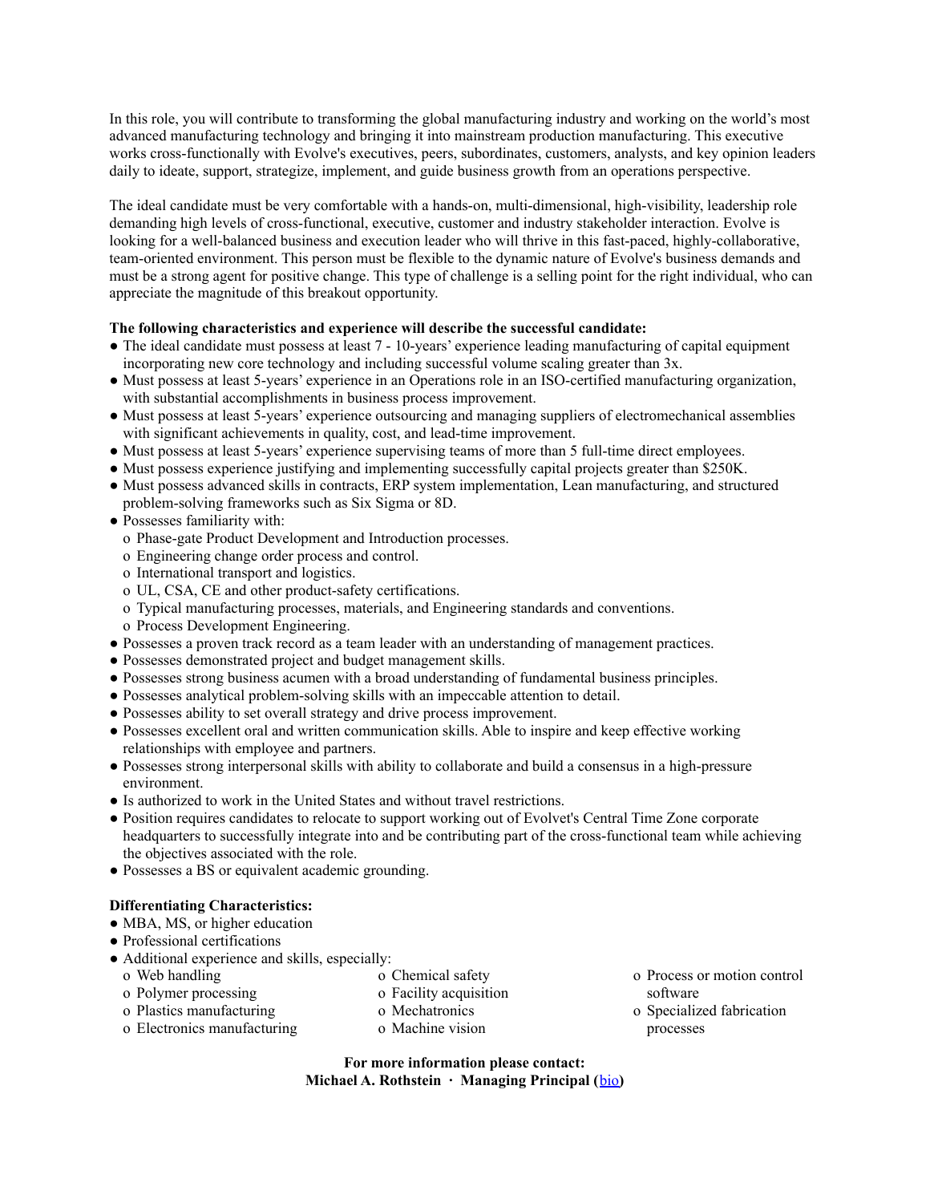In this role, you will contribute to transforming the global manufacturing industry and working on the world's most advanced manufacturing technology and bringing it into mainstream production manufacturing. This executive works cross-functionally with Evolve's executives, peers, subordinates, customers, analysts, and key opinion leaders daily to ideate, support, strategize, implement, and guide business growth from an operations perspective.

The ideal candidate must be very comfortable with a hands-on, multi-dimensional, high-visibility, leadership role demanding high levels of cross-functional, executive, customer and industry stakeholder interaction. Evolve is looking for a well-balanced business and execution leader who will thrive in this fast-paced, highly-collaborative, team-oriented environment. This person must be flexible to the dynamic nature of Evolve's business demands and must be a strong agent for positive change. This type of challenge is a selling point for the right individual, who can appreciate the magnitude of this breakout opportunity.

**The following characteristics and experience will describe the successful candidate:**

- The ideal candidate must possess at least 7 - 10-years' experience leading manufacturing of capital equipment incorporating new core technology and including successful volume scaling greater than 3x.
- Must possess at least 5-years' experience in an Operations role in an ISO-certified manufacturing organization, with substantial accomplishments in business process improvement.
- Must possess at least 5-years' experience outsourcing and managing suppliers of electromechanical assemblies with significant achievements in quality, cost, and lead-time improvement.
- Must possess at least 5-years' experience supervising teams of more than 5 full-time direct employees.
- Must possess experience justifying and implementing successfully capital projects greater than $250K.
- Must possess advanced skills in contracts, ERP system implementation, Lean manufacturing, and structured problem-solving frameworks such as Six Sigma or 8D.
- Possesses familiarity with:
  - Phase-gate Product Development and Introduction processes.
  - Engineering change order process and control.
  - International transport and logistics.
  - UL, CSA, CE and other product-safety certifications.
  - Typical manufacturing processes, materials, and Engineering standards and conventions.
  - Process Development Engineering.
- Possesses a proven track record as a team leader with an understanding of management practices.
- Possesses demonstrated project and budget management skills.
- Possesses strong business acumen with a broad understanding of fundamental business principles.
- Possesses analytical problem-solving skills with an impeccable attention to detail.
- Possesses ability to set overall strategy and drive process improvement.
- Possesses excellent oral and written communication skills. Able to inspire and keep effective working relationships with employee and partners.
- Possesses strong interpersonal skills with ability to collaborate and build a consensus in a high-pressure environment.
- Is authorized to work in the United States and without travel restrictions.
- Position requires candidates to relocate to support working out of Evolvet's Central Time Zone corporate headquarters to successfully integrate into and be contributing part of the cross-functional team while achieving the objectives associated with the role.
- Possesses a BS or equivalent academic grounding.

**Differentiating Characteristics:**

- MBA, MS, or higher education
- Professional certifications
- Additional experience and skills, especially:
  - Web handling
  - Polymer processing
  - Plastics manufacturing
  - Electronics manufacturing
  - Chemical safety
  - Facility acquisition
  - Mechatronics
  - Machine vision
  - Process or motion control software
  - Specialized fabrication processes

**For more information please contact:**
**Michael A. Rothstein · Managing Principal (bio)**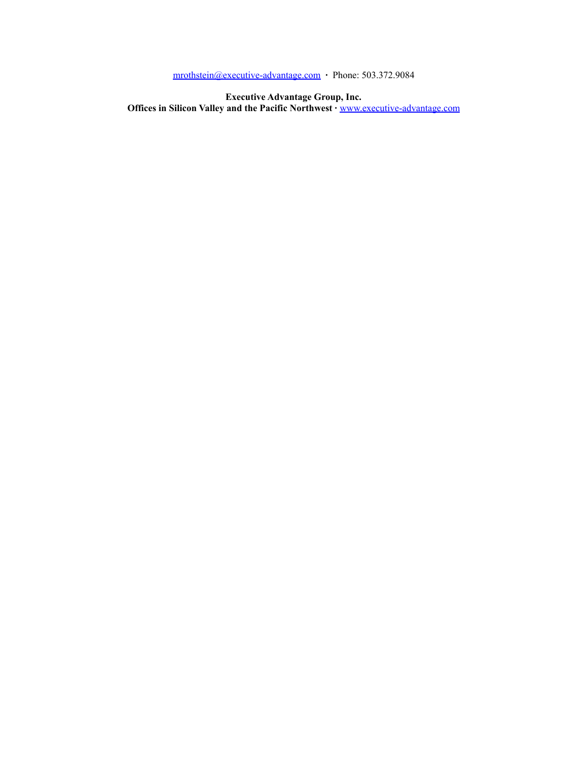mrothstein@executive-advantage.com · Phone: 503.372.9084

**Executive Advantage Group, Inc.**
**Offices in Silicon Valley and the Pacific Northwest ·** www.executive-advantage.com